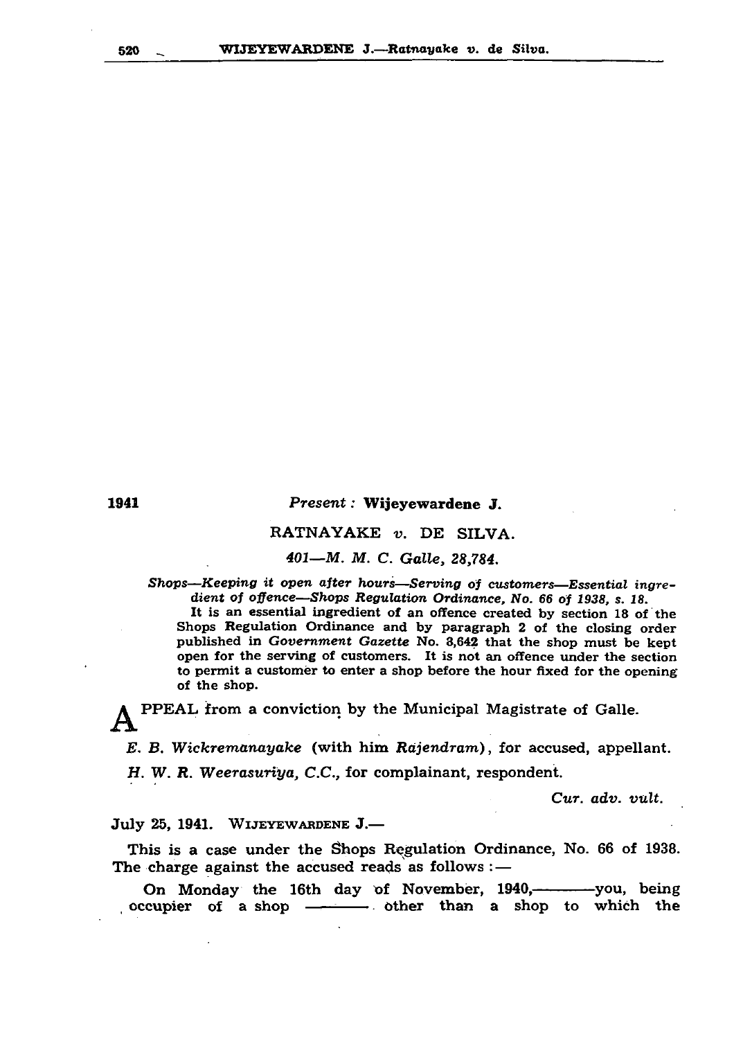1941

*Present :* **Wijeyewardene J.**

RATNAYAKE *v.* DE SILVA.

*401—M. M. C. Galle, 28,784.*

*Shops—Keeping it open after hours—Serving of customers—Essential ingredient of offence—Shops Regulation Ordinance, No. 66 of 1938, s. 18.*

It is an essential ingredient of an offence created by section 18 of the Shops Regulation Ordinance and by paragraph 2 of the closing order published in *Government Gazette* No. 8,642 that the shop must be kept open for the serving of customers. It is not an offence under the section to permit a customer to enter a shop before the hour fixed for the opening of the shop.

APPEAL from a conviction by the Municipal Magistrate of Galle.

*E. B. Wickremanayake* (with him *Rajendram*), for accused, appellant.

*H. W. R. Weerasuriya, C.C.*, for complainant, respondent.

*Cur. adv. vult.*

July 25, 1941. WIJEYEWARDENE J.—

This is a case under the Shops Regulation Ordinance, No. 66 of 1938. The charge against the accused reads as follows :—

On Monday the 16th day of November, 1940,———you, being occupier of a shop ——— other than a shop to which the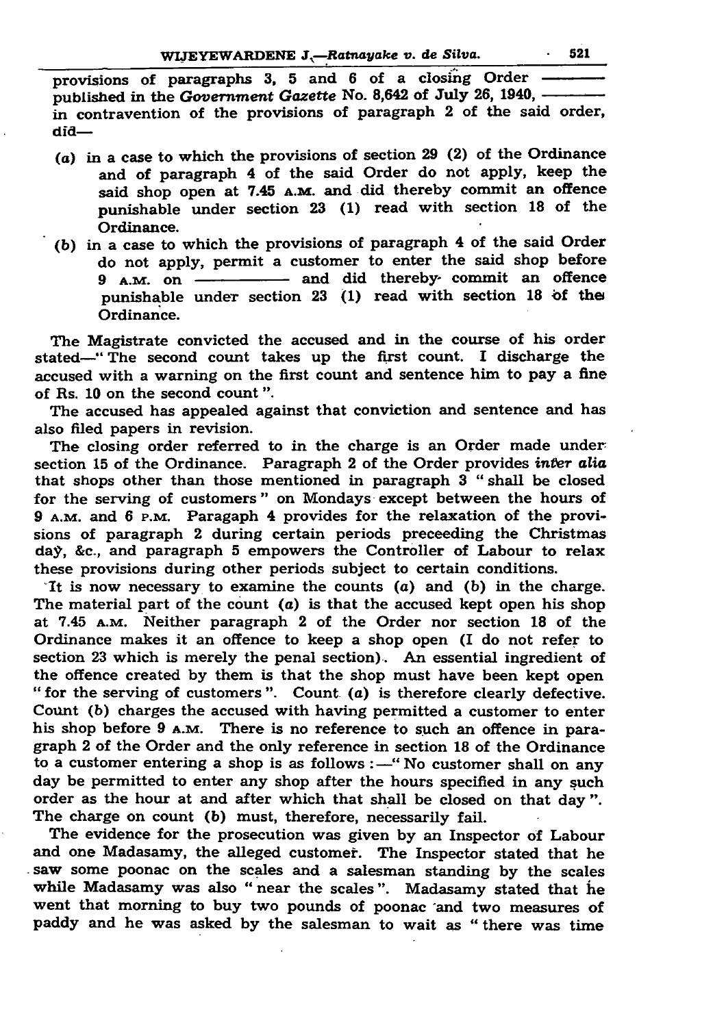provisions of paragraphs 3, 5 and 6 of a closing Order ——— published in the *Government Gazette* No. 8,642 of July 26, 1940, ——— in contravention of the provisions of paragraph 2 of the said order, did—

- (*a*) in a case to which the provisions of section 29 (2) of the Ordinance and of paragraph 4 of the said Order do not apply, keep the said shop open at 7.45 A.M. and did thereby commit an offence punishable under section 23 (1) read with section 18 of the Ordinance.
- (*b*) in a case to which the provisions of paragraph 4 of the said Order do not apply, permit a customer to enter the said shop before 9 A.M. on ——— and did thereby commit an offence punishable under section 23 (1) read with section 18 of the Ordinance.

The Magistrate convicted the accused and in the course of his order stated—" The second count takes up the first count. I discharge the accused with a warning on the first count and sentence him to pay a fine of Rs. 10 on the second count ".

The accused has appealed against that conviction and sentence and has also filed papers in revision.

The closing order referred to in the charge is an Order made under section 15 of the Ordinance. Paragraph 2 of the Order provides *inter alia* that shops other than those mentioned in paragraph 3 " shall be closed for the serving of customers " on Mondays except between the hours of 9 A.M. and 6 P.M. Paragaph 4 provides for the relaxation of the provisions of paragraph 2 during certain periods preceeding the Christmas day, &c., and paragraph 5 empowers the Controller of Labour to relax these provisions during other periods subject to certain conditions.

It is now necessary to examine the counts (*a*) and (*b*) in the charge. The material part of the count (*a*) is that the accused kept open his shop at 7.45 A.M. Neither paragraph 2 of the Order nor section 18 of the Ordinance makes it an offence to keep a shop open (I do not refer to section 23 which is merely the penal section). An essential ingredient of the offence created by them is that the shop must have been kept open " for the serving of customers ". Count (*a*) is therefore clearly defective. Count (*b*) charges the accused with having permitted a customer to enter his shop before 9 A.M. There is no reference to such an offence in paragraph 2 of the Order and the only reference in section 18 of the Ordinance to a customer entering a shop is as follows :—" No customer shall on any day be permitted to enter any shop after the hours specified in any such order as the hour at and after which that shall be closed on that day ". The charge on count (*b*) must, therefore, necessarily fail.

The evidence for the prosecution was given by an Inspector of Labour and one Madasamy, the alleged customer. The Inspector stated that he saw some poonac on the scales and a salesman standing by the scales while Madasamy was also " near the scales ". Madasamy stated that he went that morning to buy two pounds of poonac and two measures of paddy and he was asked by the salesman to wait as " there was time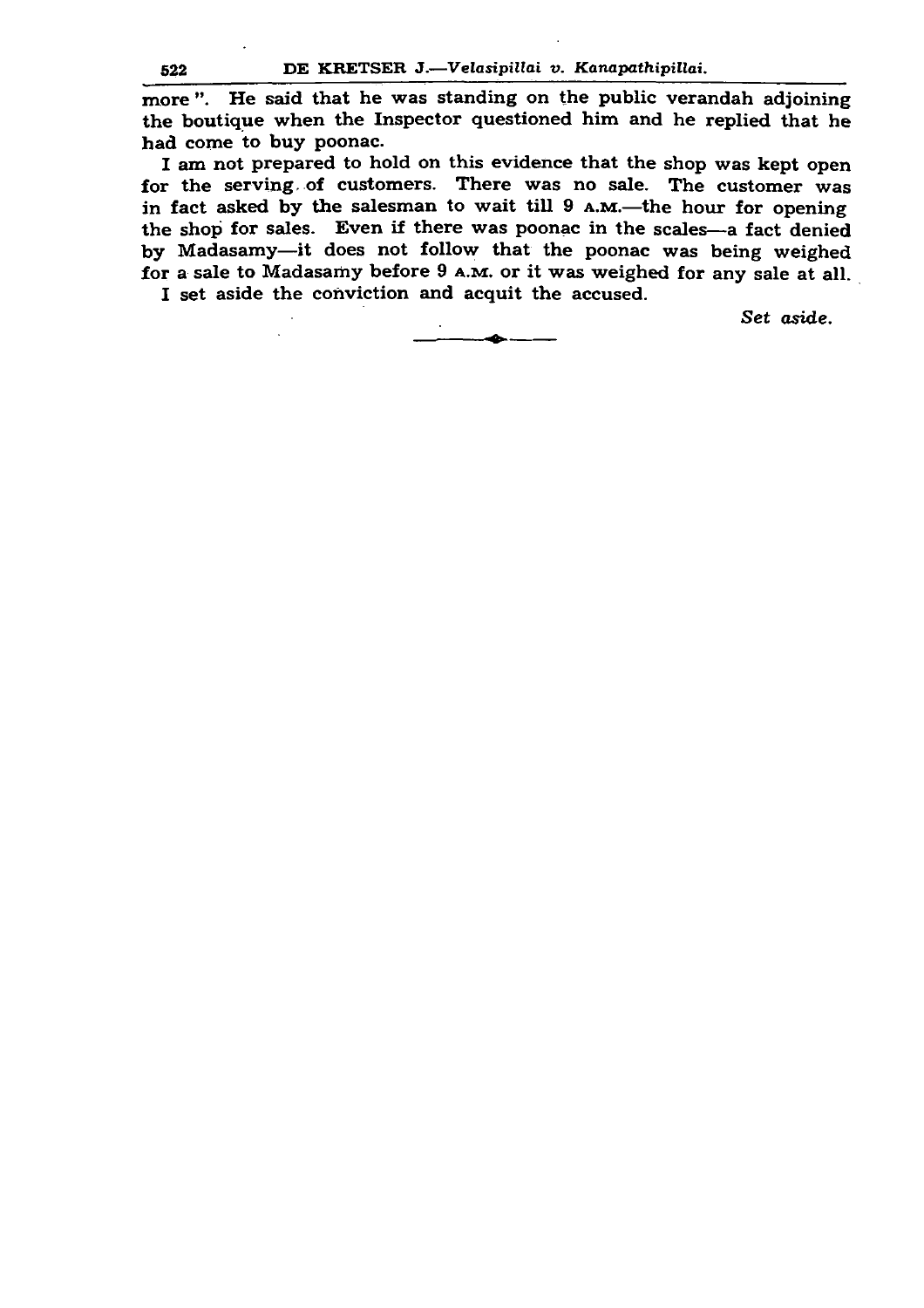more ". He said that he was standing on the public verandah adjoining the boutique when the Inspector questioned him and he replied that he had come to buy poonac.

I am not prepared to hold on this evidence that the shop was kept open for the serving of customers. There was no sale. The customer was in fact asked by the salesman to wait till 9 A.M.—the hour for opening the shop for sales. Even if there was poonac in the scales—a fact denied by Madasamy—it does not follow that the poonac was being weighed for a sale to Madasamy before 9 A.M. or it was weighed for any sale at all.

I set aside the conviction and acquit the accused.

*Set aside.*